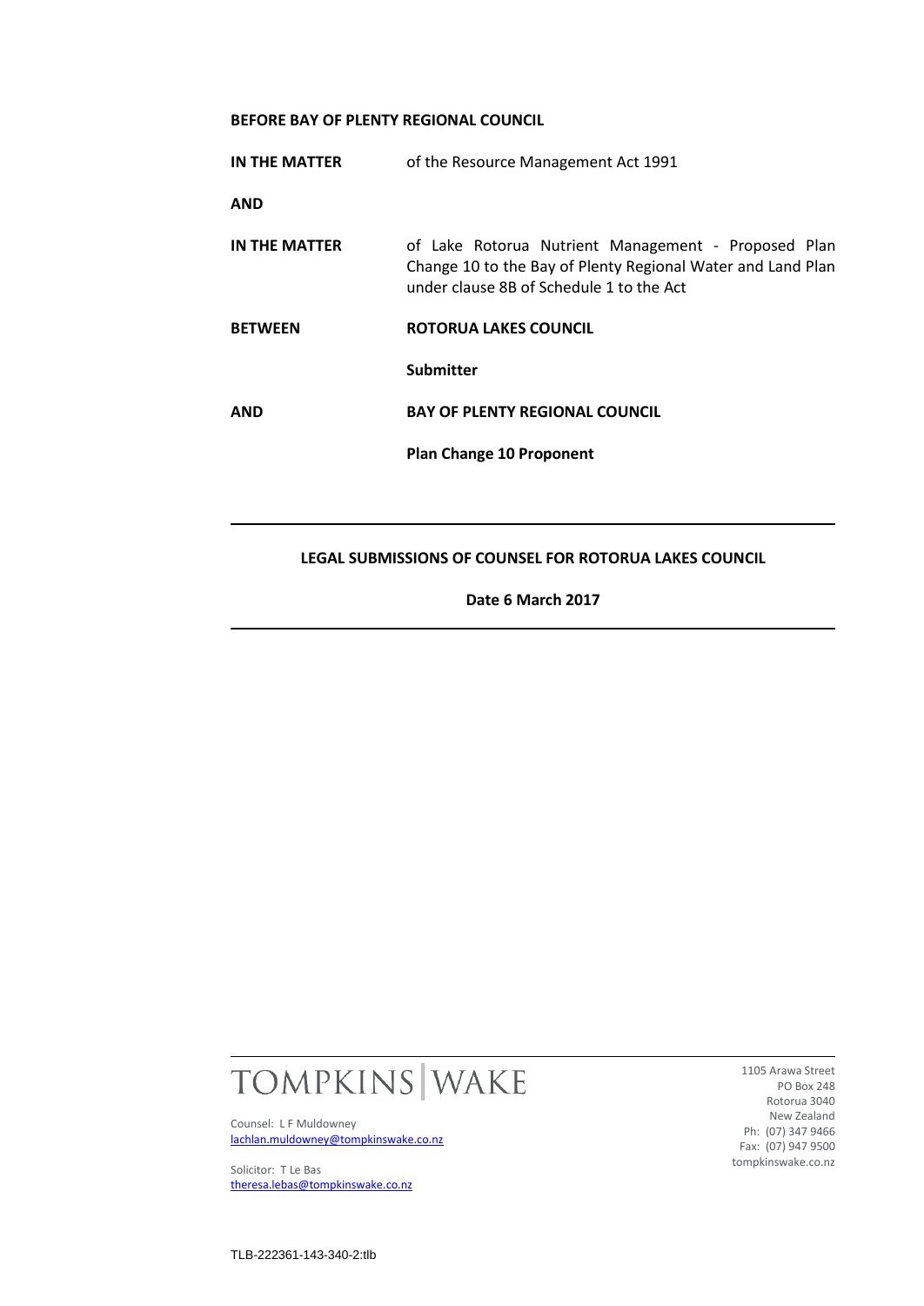**BEFORE BAY OF PLENTY REGIONAL COUNCIL**

| | |
|---|---|
| **IN THE MATTER** | of the Resource Management Act 1991 |
| **AND** | |
| **IN THE MATTER** | of Lake Rotorua Nutrient Management - Proposed Plan Change 10 to the Bay of Plenty Regional Water and Land Plan under clause 8B of Schedule 1 to the Act |
| **BETWEEN** | **ROTORUA LAKES COUNCIL** |
| | **Submitter** |
| **AND** | **BAY OF PLENTY REGIONAL COUNCIL** |
| | **Plan Change 10 Proponent** |

---

**LEGAL SUBMISSIONS OF COUNSEL FOR ROTORUA LAKES COUNCIL**

**Date 6 March 2017**

---

TOMPKINS | WAKE

Counsel: L F Muldowney
lachlan.muldowney@tompkinswake.co.nz

Solicitor: T Le Bas
theresa.lebas@tompkinswake.co.nz

1105 Arawa Street
PO Box 248
Rotorua 3040
New Zealand
Ph: (07) 347 9466
Fax: (07) 947 9500
tompkinswake.co.nz

TLB-222361-143-340-2:tlb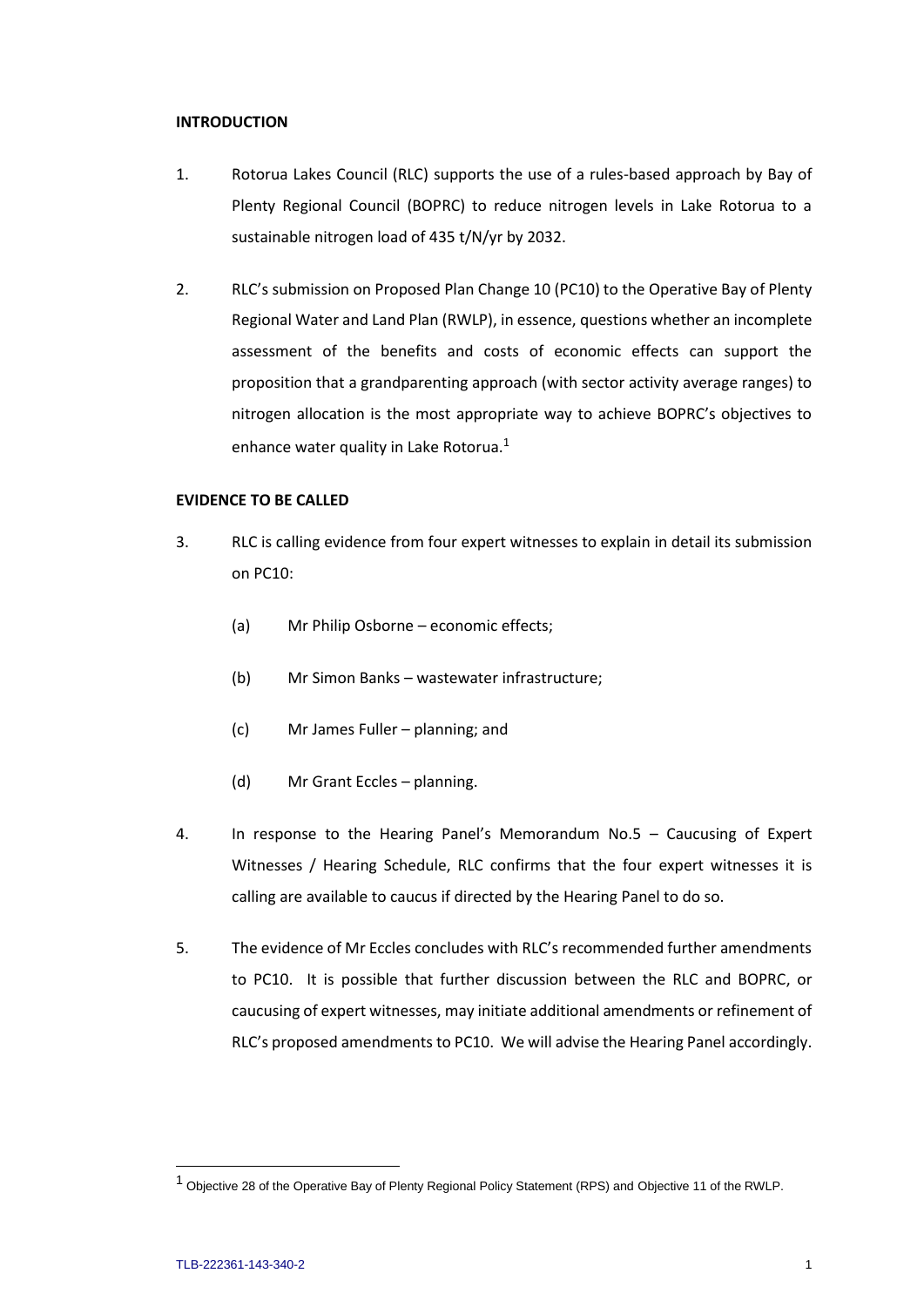**INTRODUCTION**

1. Rotorua Lakes Council (RLC) supports the use of a rules-based approach by Bay of Plenty Regional Council (BOPRC) to reduce nitrogen levels in Lake Rotorua to a sustainable nitrogen load of 435 t/N/yr by 2032.

2. RLC's submission on Proposed Plan Change 10 (PC10) to the Operative Bay of Plenty Regional Water and Land Plan (RWLP), in essence, questions whether an incomplete assessment of the benefits and costs of economic effects can support the proposition that a grandparenting approach (with sector activity average ranges) to nitrogen allocation is the most appropriate way to achieve BOPRC's objectives to enhance water quality in Lake Rotorua.[1]

**EVIDENCE TO BE CALLED**

3. RLC is calling evidence from four expert witnesses to explain in detail its submission on PC10:

   (a) Mr Philip Osborne – economic effects;

   (b) Mr Simon Banks – wastewater infrastructure;

   (c) Mr James Fuller – planning; and

   (d) Mr Grant Eccles – planning.

4. In response to the Hearing Panel's Memorandum No.5 – Caucusing of Expert Witnesses / Hearing Schedule, RLC confirms that the four expert witnesses it is calling are available to caucus if directed by the Hearing Panel to do so.

5. The evidence of Mr Eccles concludes with RLC's recommended further amendments to PC10. It is possible that further discussion between the RLC and BOPRC, or caucusing of expert witnesses, may initiate additional amendments or refinement of RLC's proposed amendments to PC10. We will advise the Hearing Panel accordingly.

---

[1] Objective 28 of the Operative Bay of Plenty Regional Policy Statement (RPS) and Objective 11 of the RWLP.

TLB-222361-143-340-2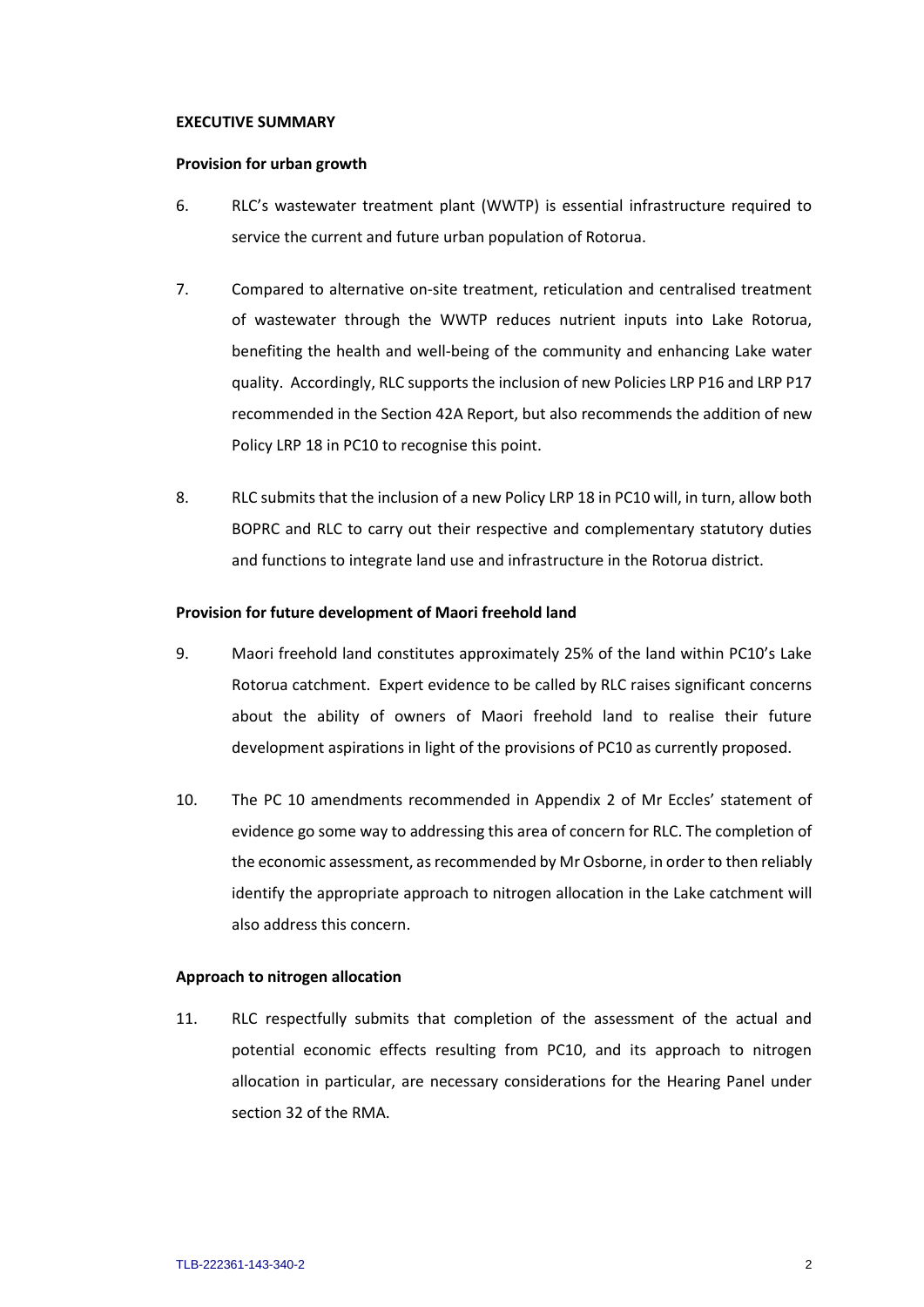**EXECUTIVE SUMMARY**

**Provision for urban growth**

6. RLC's wastewater treatment plant (WWTP) is essential infrastructure required to service the current and future urban population of Rotorua.

7. Compared to alternative on-site treatment, reticulation and centralised treatment of wastewater through the WWTP reduces nutrient inputs into Lake Rotorua, benefiting the health and well-being of the community and enhancing Lake water quality. Accordingly, RLC supports the inclusion of new Policies LRP P16 and LRP P17 recommended in the Section 42A Report, but also recommends the addition of new Policy LRP 18 in PC10 to recognise this point.

8. RLC submits that the inclusion of a new Policy LRP 18 in PC10 will, in turn, allow both BOPRC and RLC to carry out their respective and complementary statutory duties and functions to integrate land use and infrastructure in the Rotorua district.

**Provision for future development of Maori freehold land**

9. Maori freehold land constitutes approximately 25% of the land within PC10's Lake Rotorua catchment. Expert evidence to be called by RLC raises significant concerns about the ability of owners of Maori freehold land to realise their future development aspirations in light of the provisions of PC10 as currently proposed.

10. The PC 10 amendments recommended in Appendix 2 of Mr Eccles' statement of evidence go some way to addressing this area of concern for RLC. The completion of the economic assessment, as recommended by Mr Osborne, in order to then reliably identify the appropriate approach to nitrogen allocation in the Lake catchment will also address this concern.

**Approach to nitrogen allocation**

11. RLC respectfully submits that completion of the assessment of the actual and potential economic effects resulting from PC10, and its approach to nitrogen allocation in particular, are necessary considerations for the Hearing Panel under section 32 of the RMA.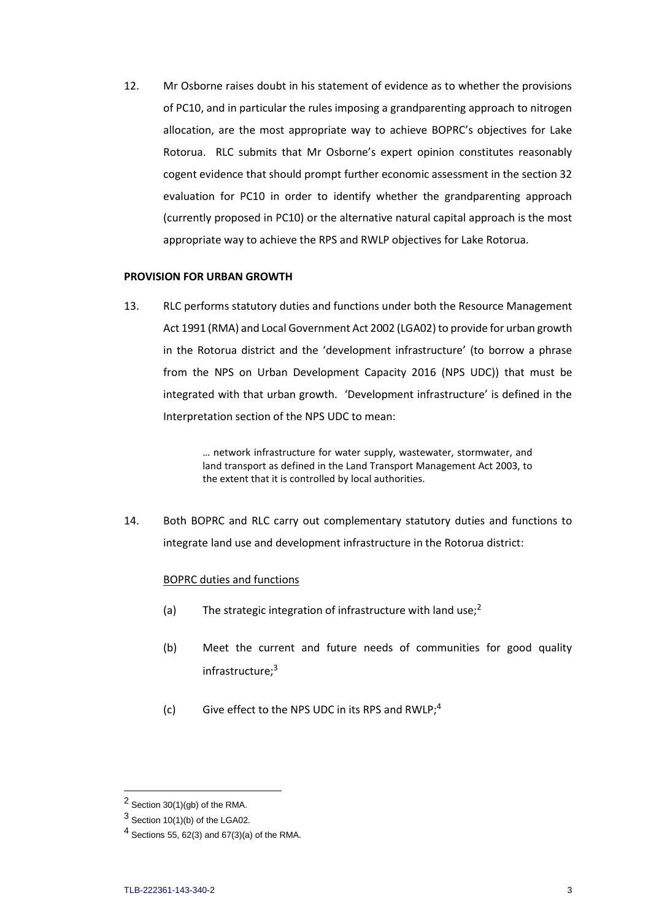12. Mr Osborne raises doubt in his statement of evidence as to whether the provisions of PC10, and in particular the rules imposing a grandparenting approach to nitrogen allocation, are the most appropriate way to achieve BOPRC's objectives for Lake Rotorua. RLC submits that Mr Osborne's expert opinion constitutes reasonably cogent evidence that should prompt further economic assessment in the section 32 evaluation for PC10 in order to identify whether the grandparenting approach (currently proposed in PC10) or the alternative natural capital approach is the most appropriate way to achieve the RPS and RWLP objectives for Lake Rotorua.

**PROVISION FOR URBAN GROWTH**

13. RLC performs statutory duties and functions under both the Resource Management Act 1991 (RMA) and Local Government Act 2002 (LGA02) to provide for urban growth in the Rotorua district and the 'development infrastructure' (to borrow a phrase from the NPS on Urban Development Capacity 2016 (NPS UDC)) that must be integrated with that urban growth. 'Development infrastructure' is defined in the Interpretation section of the NPS UDC to mean:

> … network infrastructure for water supply, wastewater, stormwater, and land transport as defined in the Land Transport Management Act 2003, to the extent that it is controlled by local authorities.

14. Both BOPRC and RLC carry out complementary statutory duties and functions to integrate land use and development infrastructure in the Rotorua district:

<u>BOPRC duties and functions</u>

(a) The strategic integration of infrastructure with land use;[2]

(b) Meet the current and future needs of communities for good quality infrastructure;[3]

(c) Give effect to the NPS UDC in its RPS and RWLP;[4]

---

[2] Section 30(1)(gb) of the RMA.

[3] Section 10(1)(b) of the LGA02.

[4] Sections 55, 62(3) and 67(3)(a) of the RMA.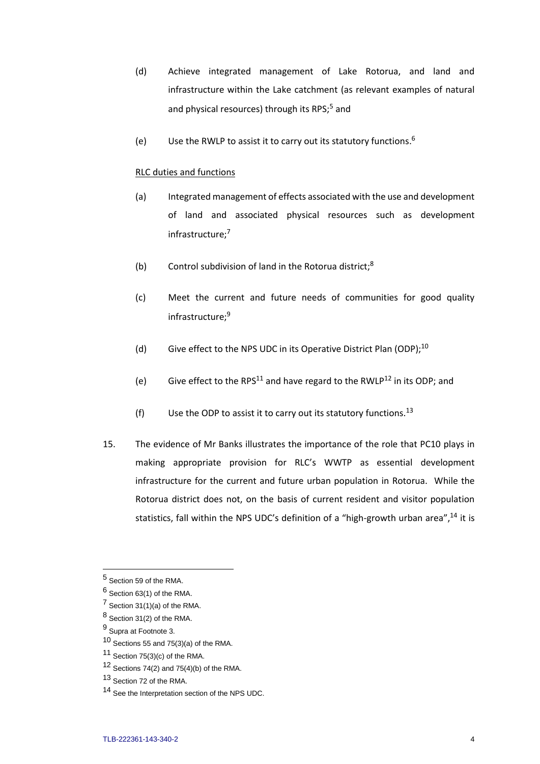(d) Achieve integrated management of Lake Rotorua, and land and infrastructure within the Lake catchment (as relevant examples of natural and physical resources) through its RPS;[5] and

(e) Use the RWLP to assist it to carry out its statutory functions.[6]

RLC duties and functions

(a) Integrated management of effects associated with the use and development of land and associated physical resources such as development infrastructure;[7]

(b) Control subdivision of land in the Rotorua district;[8]

(c) Meet the current and future needs of communities for good quality infrastructure;[9]

(d) Give effect to the NPS UDC in its Operative District Plan (ODP);[10]

(e) Give effect to the RPS[11] and have regard to the RWLP[12] in its ODP; and

(f) Use the ODP to assist it to carry out its statutory functions.[13]

15. The evidence of Mr Banks illustrates the importance of the role that PC10 plays in making appropriate provision for RLC's WWTP as essential development infrastructure for the current and future urban population in Rotorua. While the Rotorua district does not, on the basis of current resident and visitor population statistics, fall within the NPS UDC's definition of a "high-growth urban area",[14] it is

---

[5] Section 59 of the RMA.

[6] Section 63(1) of the RMA.

[7] Section 31(1)(a) of the RMA.

[8] Section 31(2) of the RMA.

[9] Supra at Footnote 3.

[10] Sections 55 and 75(3)(a) of the RMA.

[11] Section 75(3)(c) of the RMA.

[12] Sections 74(2) and 75(4)(b) of the RMA.

[13] Section 72 of the RMA.

[14] See the Interpretation section of the NPS UDC.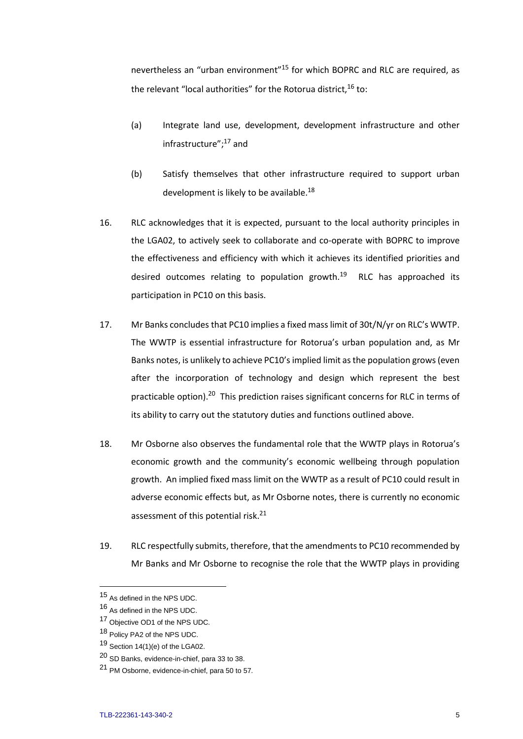nevertheless an "urban environment"[15] for which BOPRC and RLC are required, as the relevant "local authorities" for the Rotorua district,[16] to:

(a) Integrate land use, development, development infrastructure and other infrastructure";[17] and

(b) Satisfy themselves that other infrastructure required to support urban development is likely to be available.[18]

16. RLC acknowledges that it is expected, pursuant to the local authority principles in the LGA02, to actively seek to collaborate and co-operate with BOPRC to improve the effectiveness and efficiency with which it achieves its identified priorities and desired outcomes relating to population growth.[19] RLC has approached its participation in PC10 on this basis.

17. Mr Banks concludes that PC10 implies a fixed mass limit of 30t/N/yr on RLC's WWTP. The WWTP is essential infrastructure for Rotorua's urban population and, as Mr Banks notes, is unlikely to achieve PC10's implied limit as the population grows (even after the incorporation of technology and design which represent the best practicable option).[20] This prediction raises significant concerns for RLC in terms of its ability to carry out the statutory duties and functions outlined above.

18. Mr Osborne also observes the fundamental role that the WWTP plays in Rotorua's economic growth and the community's economic wellbeing through population growth. An implied fixed mass limit on the WWTP as a result of PC10 could result in adverse economic effects but, as Mr Osborne notes, there is currently no economic assessment of this potential risk.[21]

19. RLC respectfully submits, therefore, that the amendments to PC10 recommended by Mr Banks and Mr Osborne to recognise the role that the WWTP plays in providing

---

[15] As defined in the NPS UDC.

[16] As defined in the NPS UDC.

[17] Objective OD1 of the NPS UDC.

[18] Policy PA2 of the NPS UDC.

[19] Section 14(1)(e) of the LGA02.

[20] SD Banks, evidence-in-chief, para 33 to 38.

[21] PM Osborne, evidence-in-chief, para 50 to 57.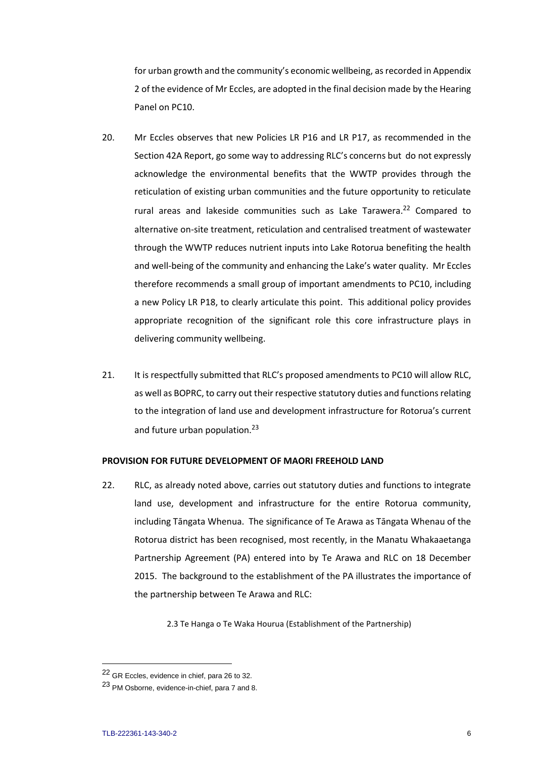for urban growth and the community's economic wellbeing, as recorded in Appendix 2 of the evidence of Mr Eccles, are adopted in the final decision made by the Hearing Panel on PC10.

20. Mr Eccles observes that new Policies LR P16 and LR P17, as recommended in the Section 42A Report, go some way to addressing RLC's concerns but do not expressly acknowledge the environmental benefits that the WWTP provides through the reticulation of existing urban communities and the future opportunity to reticulate rural areas and lakeside communities such as Lake Tarawera.[22] Compared to alternative on-site treatment, reticulation and centralised treatment of wastewater through the WWTP reduces nutrient inputs into Lake Rotorua benefiting the health and well-being of the community and enhancing the Lake's water quality. Mr Eccles therefore recommends a small group of important amendments to PC10, including a new Policy LR P18, to clearly articulate this point. This additional policy provides appropriate recognition of the significant role this core infrastructure plays in delivering community wellbeing.

21. It is respectfully submitted that RLC's proposed amendments to PC10 will allow RLC, as well as BOPRC, to carry out their respective statutory duties and functions relating to the integration of land use and development infrastructure for Rotorua's current and future urban population.[23]

**PROVISION FOR FUTURE DEVELOPMENT OF MAORI FREEHOLD LAND**

22. RLC, as already noted above, carries out statutory duties and functions to integrate land use, development and infrastructure for the entire Rotorua community, including Tāngata Whenua. The significance of Te Arawa as Tāngata Whenau of the Rotorua district has been recognised, most recently, in the Manatu Whakaaetanga Partnership Agreement (PA) entered into by Te Arawa and RLC on 18 December 2015. The background to the establishment of the PA illustrates the importance of the partnership between Te Arawa and RLC:

    2.3 Te Hanga o Te Waka Hourua (Establishment of the Partnership)

[22] GR Eccles, evidence in chief, para 26 to 32.

[23] PM Osborne, evidence-in-chief, para 7 and 8.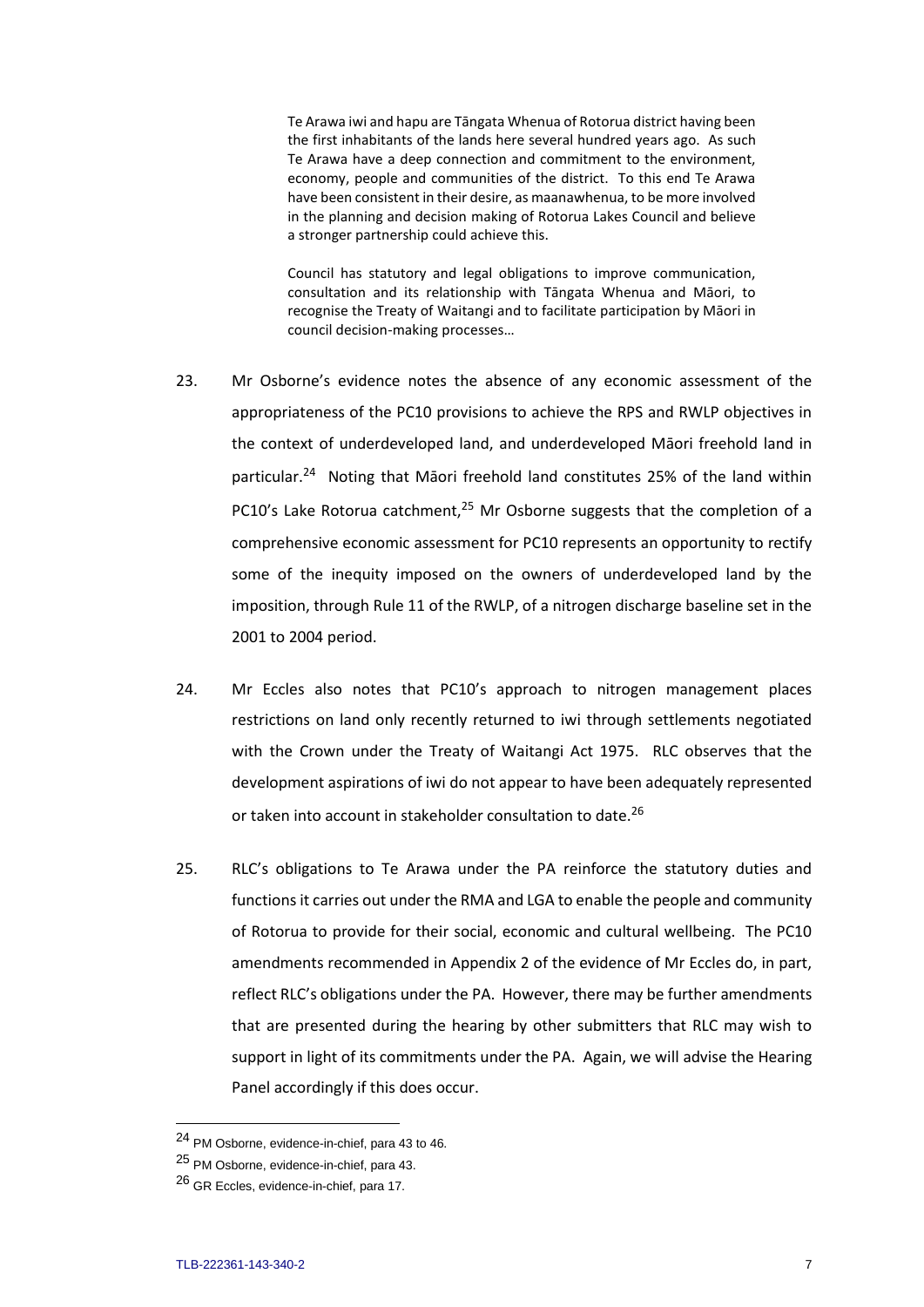> Te Arawa iwi and hapu are Tāngata Whenua of Rotorua district having been the first inhabitants of the lands here several hundred years ago. As such Te Arawa have a deep connection and commitment to the environment, economy, people and communities of the district. To this end Te Arawa have been consistent in their desire, as maanawhenua, to be more involved in the planning and decision making of Rotorua Lakes Council and believe a stronger partnership could achieve this.
>
> Council has statutory and legal obligations to improve communication, consultation and its relationship with Tāngata Whenua and Māori, to recognise the Treaty of Waitangi and to facilitate participation by Māori in council decision-making processes…

23. Mr Osborne's evidence notes the absence of any economic assessment of the appropriateness of the PC10 provisions to achieve the RPS and RWLP objectives in the context of underdeveloped land, and underdeveloped Māori freehold land in particular.[24] Noting that Māori freehold land constitutes 25% of the land within PC10's Lake Rotorua catchment,[25] Mr Osborne suggests that the completion of a comprehensive economic assessment for PC10 represents an opportunity to rectify some of the inequity imposed on the owners of underdeveloped land by the imposition, through Rule 11 of the RWLP, of a nitrogen discharge baseline set in the 2001 to 2004 period.

24. Mr Eccles also notes that PC10's approach to nitrogen management places restrictions on land only recently returned to iwi through settlements negotiated with the Crown under the Treaty of Waitangi Act 1975. RLC observes that the development aspirations of iwi do not appear to have been adequately represented or taken into account in stakeholder consultation to date.[26]

25. RLC's obligations to Te Arawa under the PA reinforce the statutory duties and functions it carries out under the RMA and LGA to enable the people and community of Rotorua to provide for their social, economic and cultural wellbeing. The PC10 amendments recommended in Appendix 2 of the evidence of Mr Eccles do, in part, reflect RLC's obligations under the PA. However, there may be further amendments that are presented during the hearing by other submitters that RLC may wish to support in light of its commitments under the PA. Again, we will advise the Hearing Panel accordingly if this does occur.

---

[24] PM Osborne, evidence-in-chief, para 43 to 46.

[25] PM Osborne, evidence-in-chief, para 43.

[26] GR Eccles, evidence-in-chief, para 17.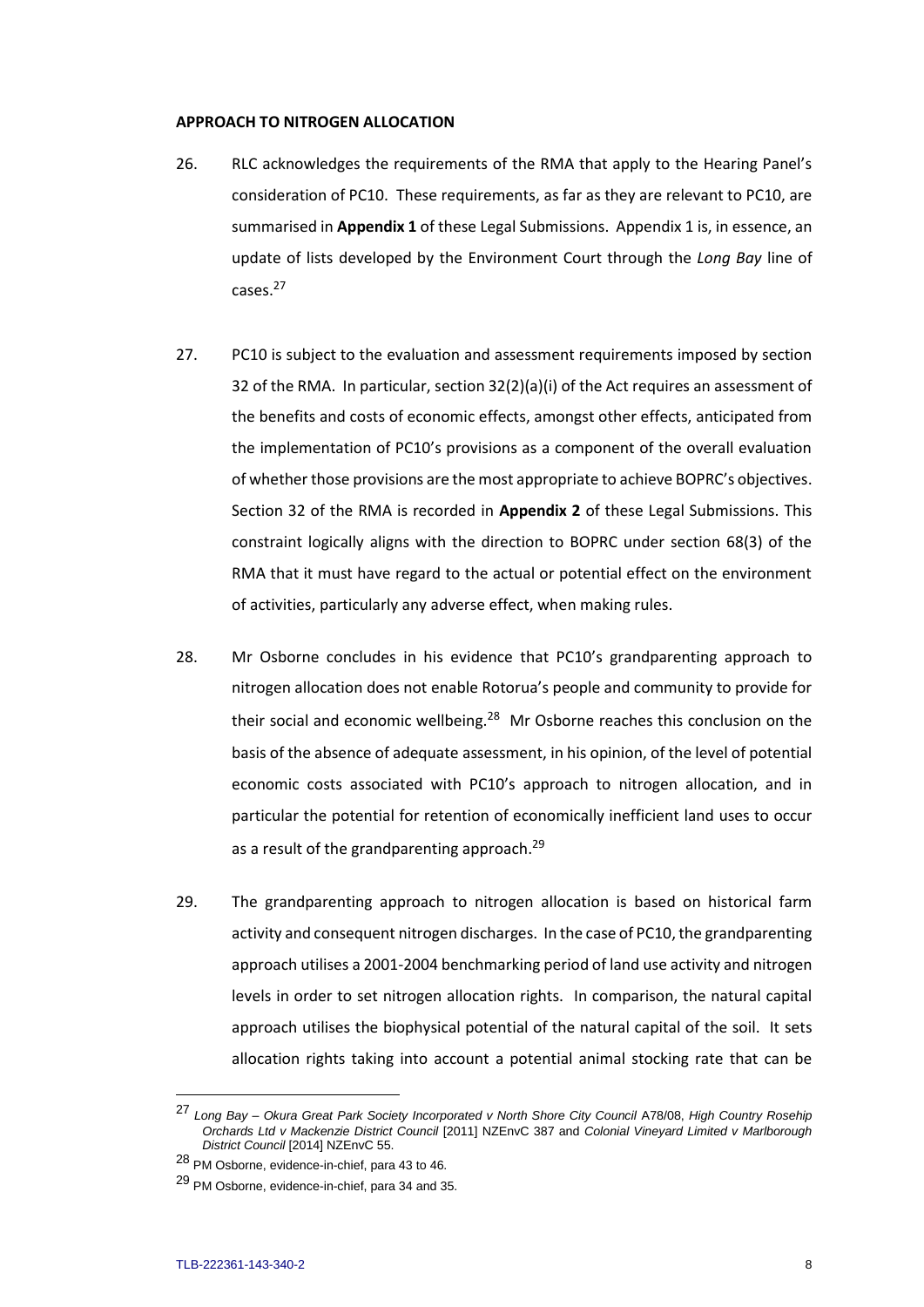**APPROACH TO NITROGEN ALLOCATION**

26. RLC acknowledges the requirements of the RMA that apply to the Hearing Panel's consideration of PC10. These requirements, as far as they are relevant to PC10, are summarised in **Appendix 1** of these Legal Submissions. Appendix 1 is, in essence, an update of lists developed by the Environment Court through the *Long Bay* line of cases.[27]

27. PC10 is subject to the evaluation and assessment requirements imposed by section 32 of the RMA. In particular, section 32(2)(a)(i) of the Act requires an assessment of the benefits and costs of economic effects, amongst other effects, anticipated from the implementation of PC10's provisions as a component of the overall evaluation of whether those provisions are the most appropriate to achieve BOPRC's objectives. Section 32 of the RMA is recorded in **Appendix 2** of these Legal Submissions. This constraint logically aligns with the direction to BOPRC under section 68(3) of the RMA that it must have regard to the actual or potential effect on the environment of activities, particularly any adverse effect, when making rules.

28. Mr Osborne concludes in his evidence that PC10's grandparenting approach to nitrogen allocation does not enable Rotorua's people and community to provide for their social and economic wellbeing.[28] Mr Osborne reaches this conclusion on the basis of the absence of adequate assessment, in his opinion, of the level of potential economic costs associated with PC10's approach to nitrogen allocation, and in particular the potential for retention of economically inefficient land uses to occur as a result of the grandparenting approach.[29]

29. The grandparenting approach to nitrogen allocation is based on historical farm activity and consequent nitrogen discharges. In the case of PC10, the grandparenting approach utilises a 2001-2004 benchmarking period of land use activity and nitrogen levels in order to set nitrogen allocation rights. In comparison, the natural capital approach utilises the biophysical potential of the natural capital of the soil. It sets allocation rights taking into account a potential animal stocking rate that can be

---

[27] *Long Bay – Okura Great Park Society Incorporated v North Shore City Council* A78/08, *High Country Rosehip Orchards Ltd v Mackenzie District Council* [2011] NZEnvC 387 and *Colonial Vineyard Limited v Marlborough District Council* [2014] NZEnvC 55.

[28] PM Osborne, evidence-in-chief, para 43 to 46.

[29] PM Osborne, evidence-in-chief, para 34 and 35.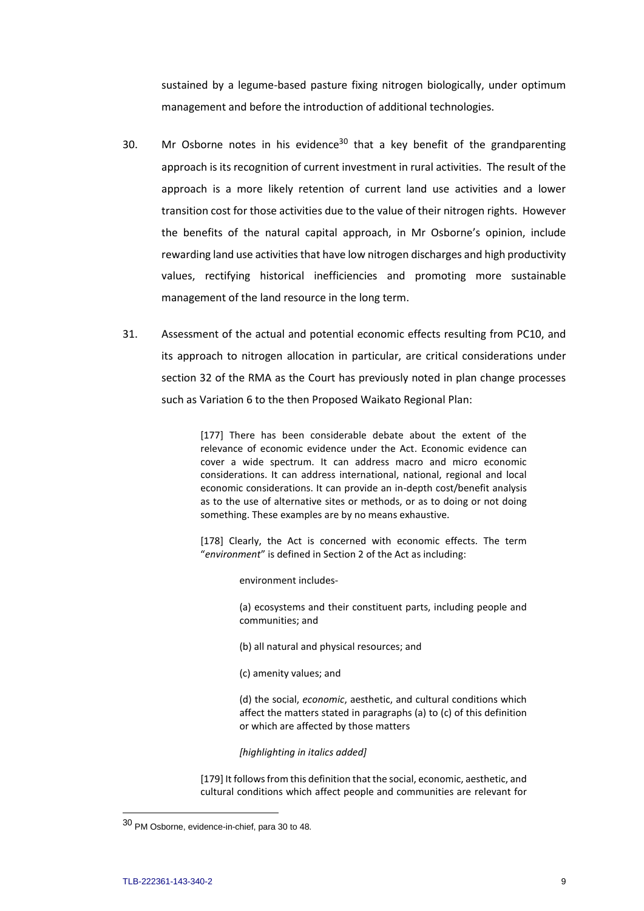sustained by a legume-based pasture fixing nitrogen biologically, under optimum management and before the introduction of additional technologies.

30. Mr Osborne notes in his evidence[30] that a key benefit of the grandparenting approach is its recognition of current investment in rural activities. The result of the approach is a more likely retention of current land use activities and a lower transition cost for those activities due to the value of their nitrogen rights. However the benefits of the natural capital approach, in Mr Osborne's opinion, include rewarding land use activities that have low nitrogen discharges and high productivity values, rectifying historical inefficiencies and promoting more sustainable management of the land resource in the long term.

31. Assessment of the actual and potential economic effects resulting from PC10, and its approach to nitrogen allocation in particular, are critical considerations under section 32 of the RMA as the Court has previously noted in plan change processes such as Variation 6 to the then Proposed Waikato Regional Plan:

> [177] There has been considerable debate about the extent of the relevance of economic evidence under the Act. Economic evidence can cover a wide spectrum. It can address macro and micro economic considerations. It can address international, national, regional and local economic considerations. It can provide an in-depth cost/benefit analysis as to the use of alternative sites or methods, or as to doing or not doing something. These examples are by no means exhaustive.
>
> [178] Clearly, the Act is concerned with economic effects. The term "*environment*" is defined in Section 2 of the Act as including:
>
> > environment includes-
> >
> > (a) ecosystems and their constituent parts, including people and communities; and
> >
> > (b) all natural and physical resources; and
> >
> > (c) amenity values; and
> >
> > (d) the social, *economic*, aesthetic, and cultural conditions which affect the matters stated in paragraphs (a) to (c) of this definition or which are affected by those matters
> >
> > *[highlighting in italics added]*
>
> [179] It follows from this definition that the social, economic, aesthetic, and cultural conditions which affect people and communities are relevant for

[30] PM Osborne, evidence-in-chief, para 30 to 48.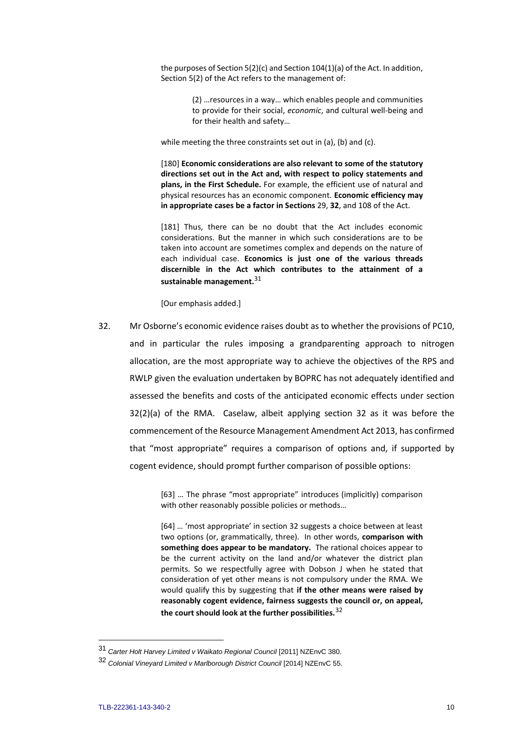the purposes of Section 5(2)(c) and Section 104(1)(a) of the Act. In addition, Section 5(2) of the Act refers to the management of:

> (2) …resources in a way… which enables people and communities to provide for their social, *economic*, and cultural well-being and for their health and safety…

while meeting the three constraints set out in (a), (b) and (c).

> [180] **Economic considerations are also relevant to some of the statutory directions set out in the Act and, with respect to policy statements and plans, in the First Schedule.** For example, the efficient use of natural and physical resources has an economic component. **Economic efficiency may in appropriate cases be a factor in Sections** 29, **32**, and 108 of the Act.
>
> [181] Thus, there can be no doubt that the Act includes economic considerations. But the manner in which such considerations are to be taken into account are sometimes complex and depends on the nature of each individual case. **Economics is just one of the various threads discernible in the Act which contributes to the attainment of a sustainable management.**[31]

[Our emphasis added.]

32. Mr Osborne's economic evidence raises doubt as to whether the provisions of PC10, and in particular the rules imposing a grandparenting approach to nitrogen allocation, are the most appropriate way to achieve the objectives of the RPS and RWLP given the evaluation undertaken by BOPRC has not adequately identified and assessed the benefits and costs of the anticipated economic effects under section 32(2)(a) of the RMA. Caselaw, albeit applying section 32 as it was before the commencement of the Resource Management Amendment Act 2013, has confirmed that "most appropriate" requires a comparison of options and, if supported by cogent evidence, should prompt further comparison of possible options:

> [63] … The phrase "most appropriate" introduces (implicitly) comparison with other reasonably possible policies or methods…
>
> [64] … 'most appropriate' in section 32 suggests a choice between at least two options (or, grammatically, three). In other words, **comparison with something does appear to be mandatory.** The rational choices appear to be the current activity on the land and/or whatever the district plan permits. So we respectfully agree with Dobson J when he stated that consideration of yet other means is not compulsory under the RMA. We would qualify this by suggesting that **if the other means were raised by reasonably cogent evidence, fairness suggests the council or, on appeal, the court should look at the further possibilities.**[32]

---

[31] *Carter Holt Harvey Limited v Waikato Regional Council* [2011] NZEnvC 380.

[32] *Colonial Vineyard Limited v Marlborough District Council* [2014] NZEnvC 55.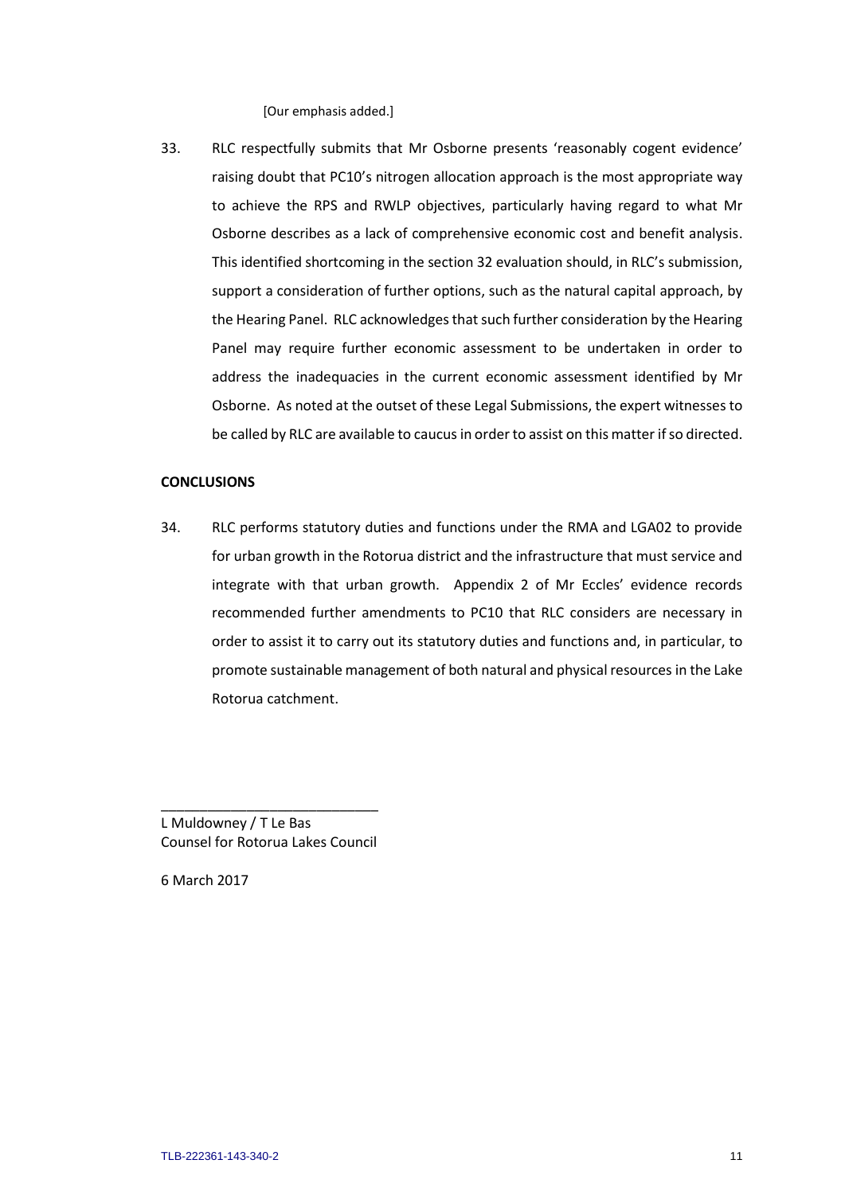[Our emphasis added.]

33. RLC respectfully submits that Mr Osborne presents 'reasonably cogent evidence' raising doubt that PC10's nitrogen allocation approach is the most appropriate way to achieve the RPS and RWLP objectives, particularly having regard to what Mr Osborne describes as a lack of comprehensive economic cost and benefit analysis. This identified shortcoming in the section 32 evaluation should, in RLC's submission, support a consideration of further options, such as the natural capital approach, by the Hearing Panel. RLC acknowledges that such further consideration by the Hearing Panel may require further economic assessment to be undertaken in order to address the inadequacies in the current economic assessment identified by Mr Osborne. As noted at the outset of these Legal Submissions, the expert witnesses to be called by RLC are available to caucus in order to assist on this matter if so directed.

**CONCLUSIONS**

34. RLC performs statutory duties and functions under the RMA and LGA02 to provide for urban growth in the Rotorua district and the infrastructure that must service and integrate with that urban growth. Appendix 2 of Mr Eccles' evidence records recommended further amendments to PC10 that RLC considers are necessary in order to assist it to carry out its statutory duties and functions and, in particular, to promote sustainable management of both natural and physical resources in the Lake Rotorua catchment.

\_\_\_\_\_\_\_\_\_\_\_\_\_\_\_\_\_\_\_\_\_\_\_\_\_\_\_\_

L Muldowney / T Le Bas
Counsel for Rotorua Lakes Council

6 March 2017

TLB-222361-143-340-2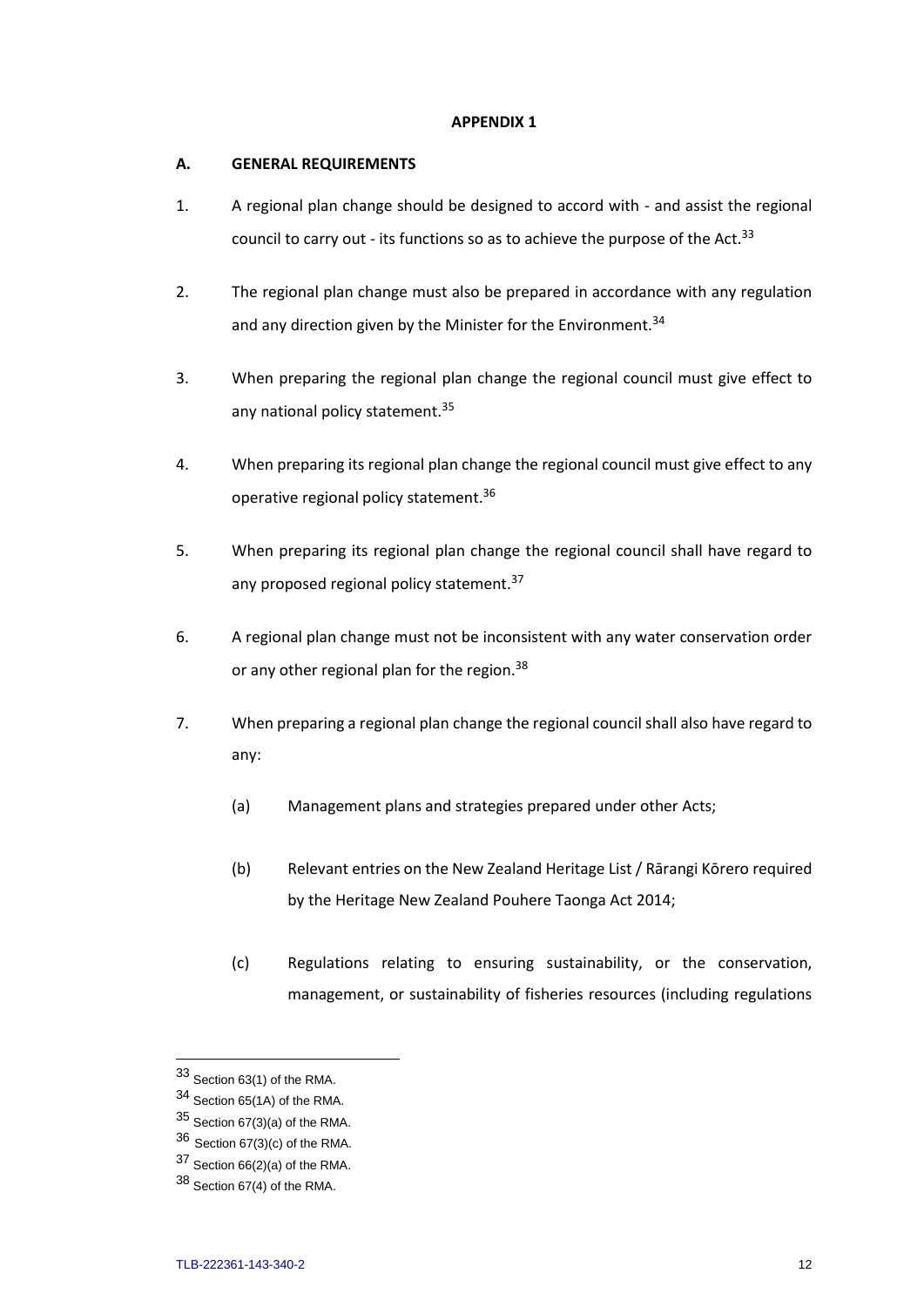**APPENDIX 1**

**A. GENERAL REQUIREMENTS**

1. A regional plan change should be designed to accord with - and assist the regional council to carry out - its functions so as to achieve the purpose of the Act.[33]

2. The regional plan change must also be prepared in accordance with any regulation and any direction given by the Minister for the Environment.[34]

3. When preparing the regional plan change the regional council must give effect to any national policy statement.[35]

4. When preparing its regional plan change the regional council must give effect to any operative regional policy statement.[36]

5. When preparing its regional plan change the regional council shall have regard to any proposed regional policy statement.[37]

6. A regional plan change must not be inconsistent with any water conservation order or any other regional plan for the region.[38]

7. When preparing a regional plan change the regional council shall also have regard to any:

   (a) Management plans and strategies prepared under other Acts;

   (b) Relevant entries on the New Zealand Heritage List / Rārangi Kōrero required by the Heritage New Zealand Pouhere Taonga Act 2014;

   (c) Regulations relating to ensuring sustainability, or the conservation, management, or sustainability of fisheries resources (including regulations

---

[33] Section 63(1) of the RMA.

[34] Section 65(1A) of the RMA.

[35] Section 67(3)(a) of the RMA.

[36] Section 67(3)(c) of the RMA.

[37] Section 66(2)(a) of the RMA.

[38] Section 67(4) of the RMA.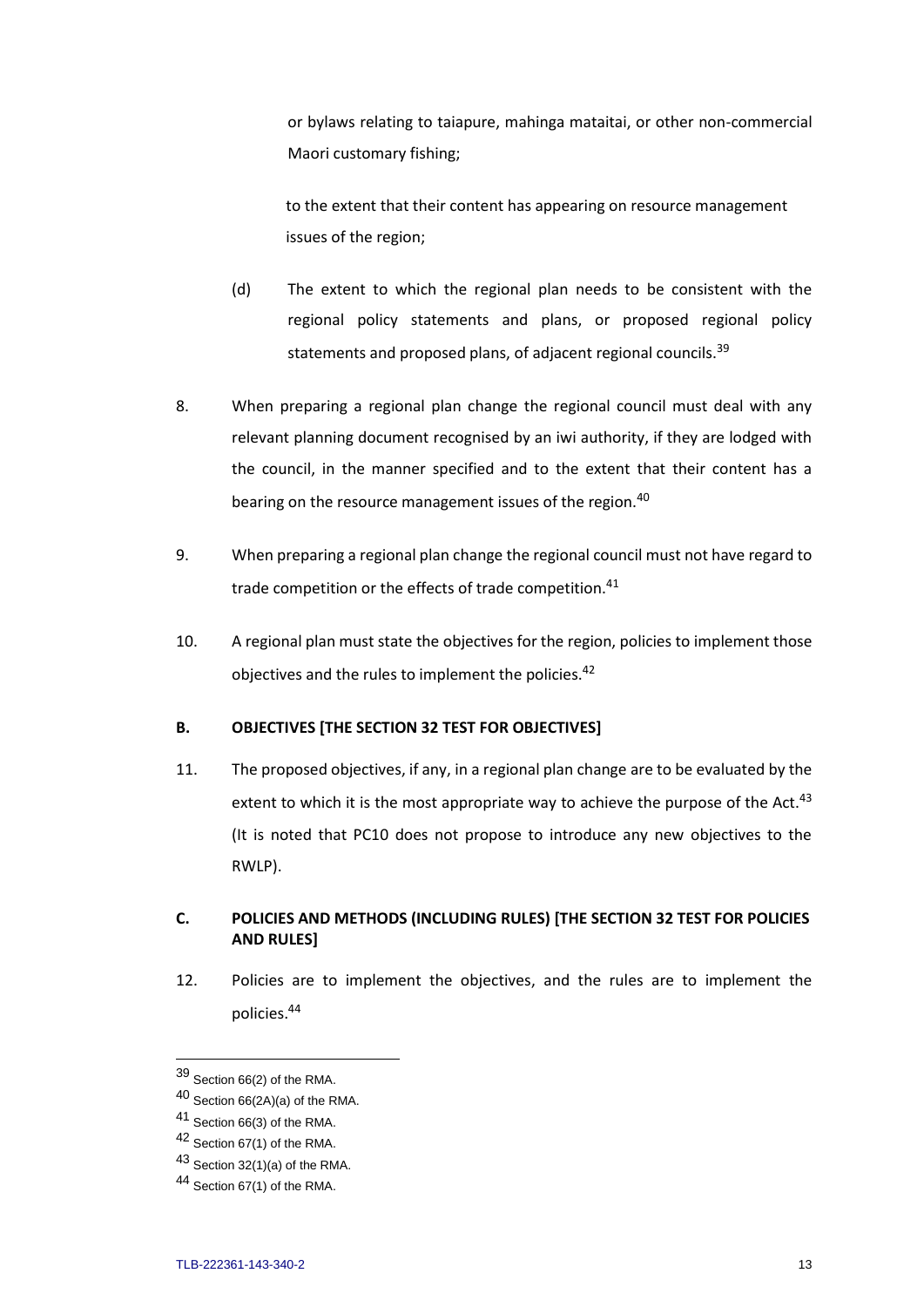or bylaws relating to taiapure, mahinga mataitai, or other non-commercial Maori customary fishing;

to the extent that their content has appearing on resource management issues of the region;

(d) The extent to which the regional plan needs to be consistent with the regional policy statements and plans, or proposed regional policy statements and proposed plans, of adjacent regional councils.[39]

8. When preparing a regional plan change the regional council must deal with any relevant planning document recognised by an iwi authority, if they are lodged with the council, in the manner specified and to the extent that their content has a bearing on the resource management issues of the region.[40]

9. When preparing a regional plan change the regional council must not have regard to trade competition or the effects of trade competition.[41]

10. A regional plan must state the objectives for the region, policies to implement those objectives and the rules to implement the policies.[42]

## B. OBJECTIVES [THE SECTION 32 TEST FOR OBJECTIVES]

11. The proposed objectives, if any, in a regional plan change are to be evaluated by the extent to which it is the most appropriate way to achieve the purpose of the Act.[43] (It is noted that PC10 does not propose to introduce any new objectives to the RWLP).

## C. POLICIES AND METHODS (INCLUDING RULES) [THE SECTION 32 TEST FOR POLICIES AND RULES]

12. Policies are to implement the objectives, and the rules are to implement the policies.[44]

---

[39] Section 66(2) of the RMA.

[40] Section 66(2A)(a) of the RMA.

[41] Section 66(3) of the RMA.

[42] Section 67(1) of the RMA.

[43] Section 32(1)(a) of the RMA.

[44] Section 67(1) of the RMA.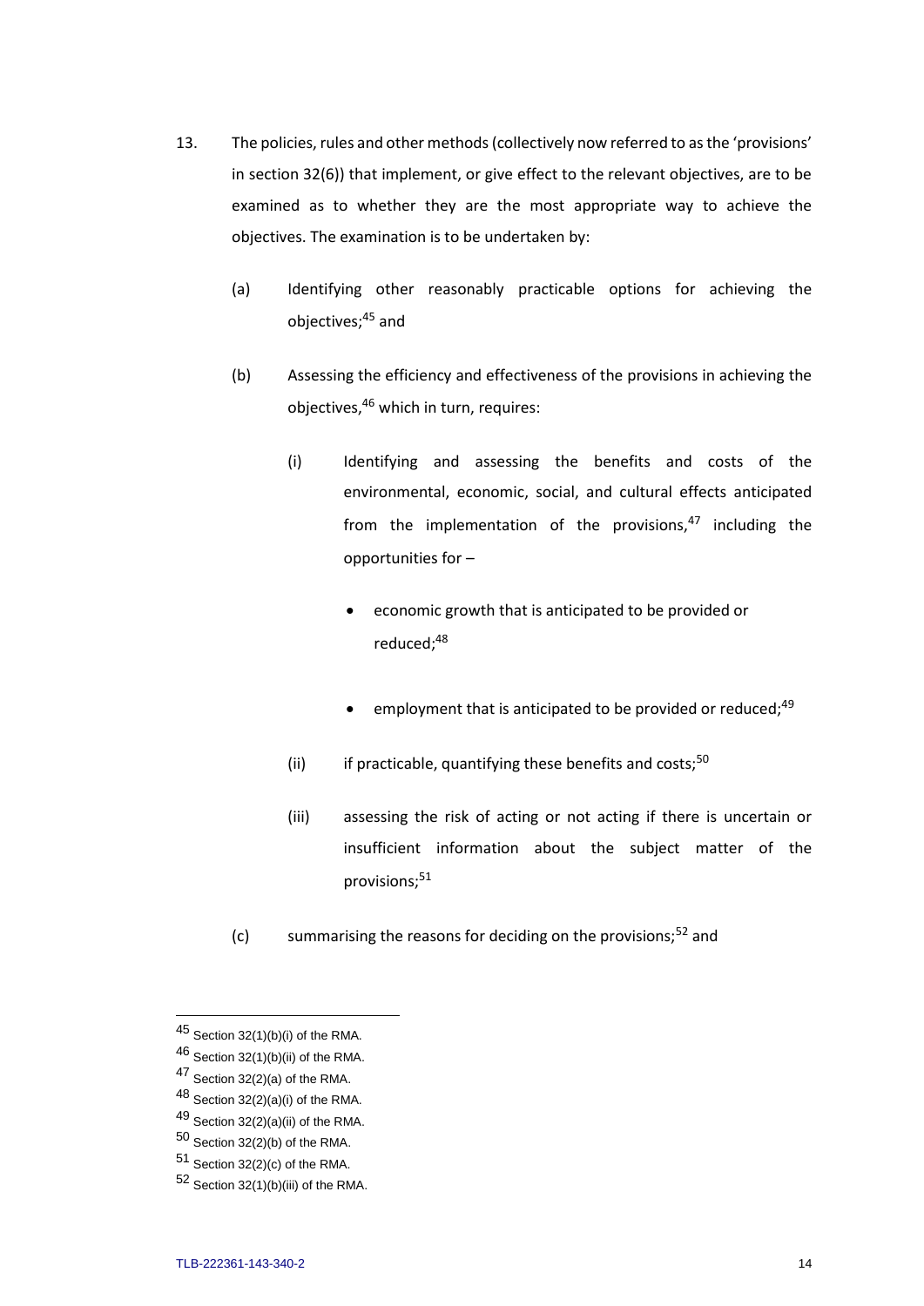13. The policies, rules and other methods (collectively now referred to as the 'provisions' in section 32(6)) that implement, or give effect to the relevant objectives, are to be examined as to whether they are the most appropriate way to achieve the objectives. The examination is to be undertaken by:

    (a) Identifying other reasonably practicable options for achieving the objectives;[45] and

    (b) Assessing the efficiency and effectiveness of the provisions in achieving the objectives,[46] which in turn, requires:

        (i) Identifying and assessing the benefits and costs of the environmental, economic, social, and cultural effects anticipated from the implementation of the provisions,[47] including the opportunities for –

            - economic growth that is anticipated to be provided or reduced;[48]
            - employment that is anticipated to be provided or reduced;[49]

        (ii) if practicable, quantifying these benefits and costs;[50]

        (iii) assessing the risk of acting or not acting if there is uncertain or insufficient information about the subject matter of the provisions;[51]

    (c) summarising the reasons for deciding on the provisions;[52] and

---

[45] Section 32(1)(b)(i) of the RMA.

[46] Section 32(1)(b)(ii) of the RMA.

[47] Section 32(2)(a) of the RMA.

[48] Section 32(2)(a)(i) of the RMA.

[49] Section 32(2)(a)(ii) of the RMA.

[50] Section 32(2)(b) of the RMA.

[51] Section 32(2)(c) of the RMA.

[52] Section 32(1)(b)(iii) of the RMA.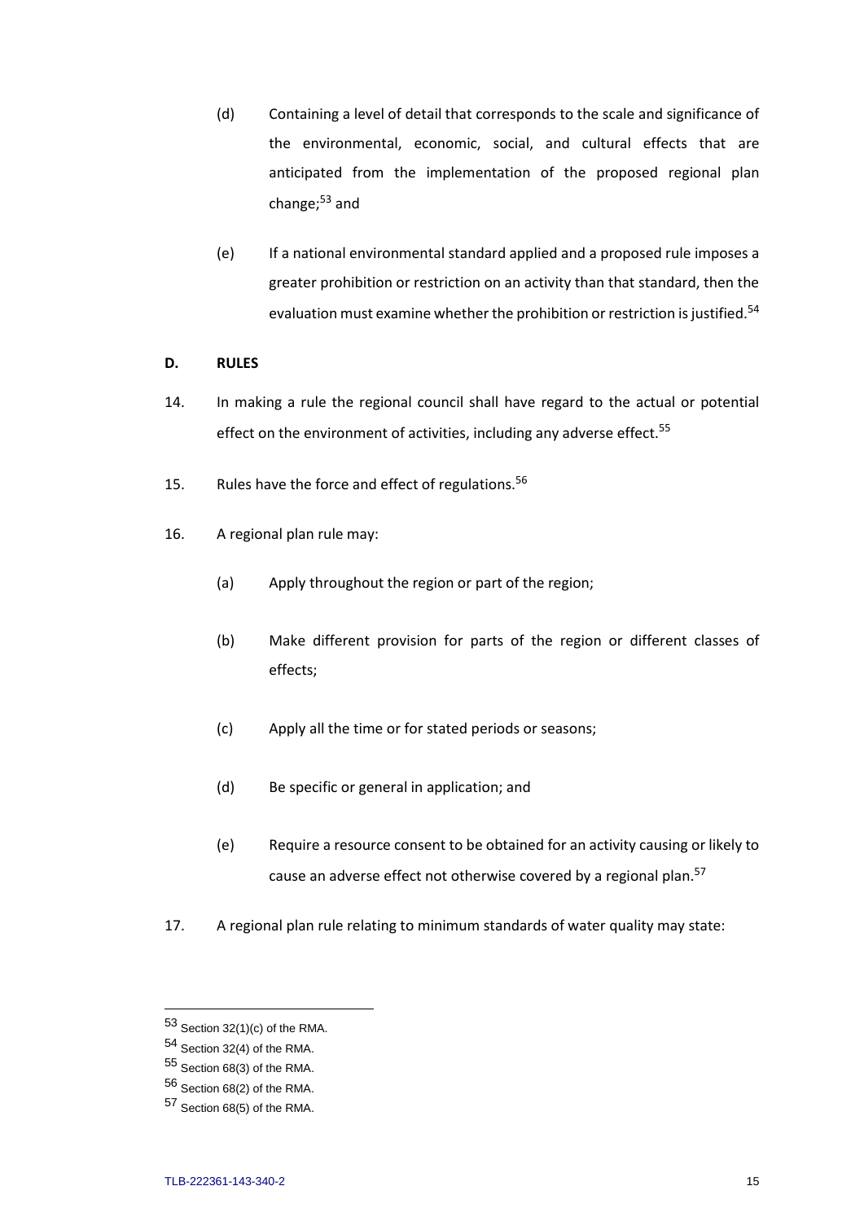(d) Containing a level of detail that corresponds to the scale and significance of the environmental, economic, social, and cultural effects that are anticipated from the implementation of the proposed regional plan change;[53] and

(e) If a national environmental standard applied and a proposed rule imposes a greater prohibition or restriction on an activity than that standard, then the evaluation must examine whether the prohibition or restriction is justified.[54]

## D. RULES

14. In making a rule the regional council shall have regard to the actual or potential effect on the environment of activities, including any adverse effect.[55]

15. Rules have the force and effect of regulations.[56]

16. A regional plan rule may:

    (a) Apply throughout the region or part of the region;

    (b) Make different provision for parts of the region or different classes of effects;

    (c) Apply all the time or for stated periods or seasons;

    (d) Be specific or general in application; and

    (e) Require a resource consent to be obtained for an activity causing or likely to cause an adverse effect not otherwise covered by a regional plan.[57]

17. A regional plan rule relating to minimum standards of water quality may state:

---

[53] Section 32(1)(c) of the RMA.

[54] Section 32(4) of the RMA.

[55] Section 68(3) of the RMA.

[56] Section 68(2) of the RMA.

[57] Section 68(5) of the RMA.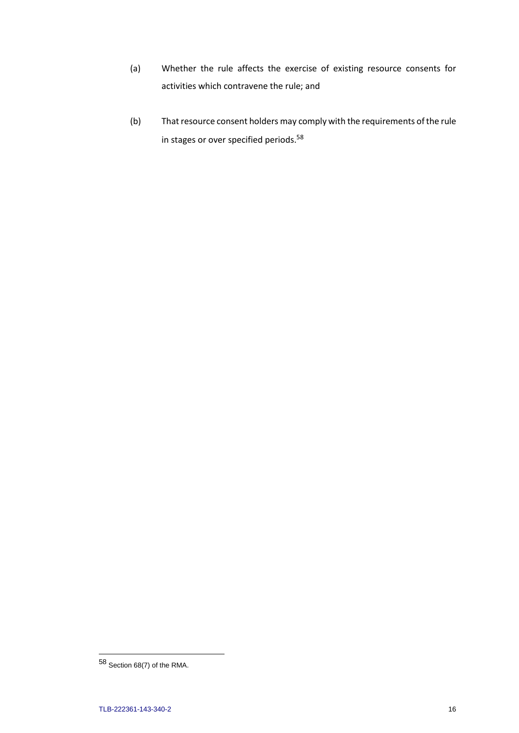(a) Whether the rule affects the exercise of existing resource consents for activities which contravene the rule; and

(b) That resource consent holders may comply with the requirements of the rule in stages or over specified periods.[58]

---

[58] Section 68(7) of the RMA.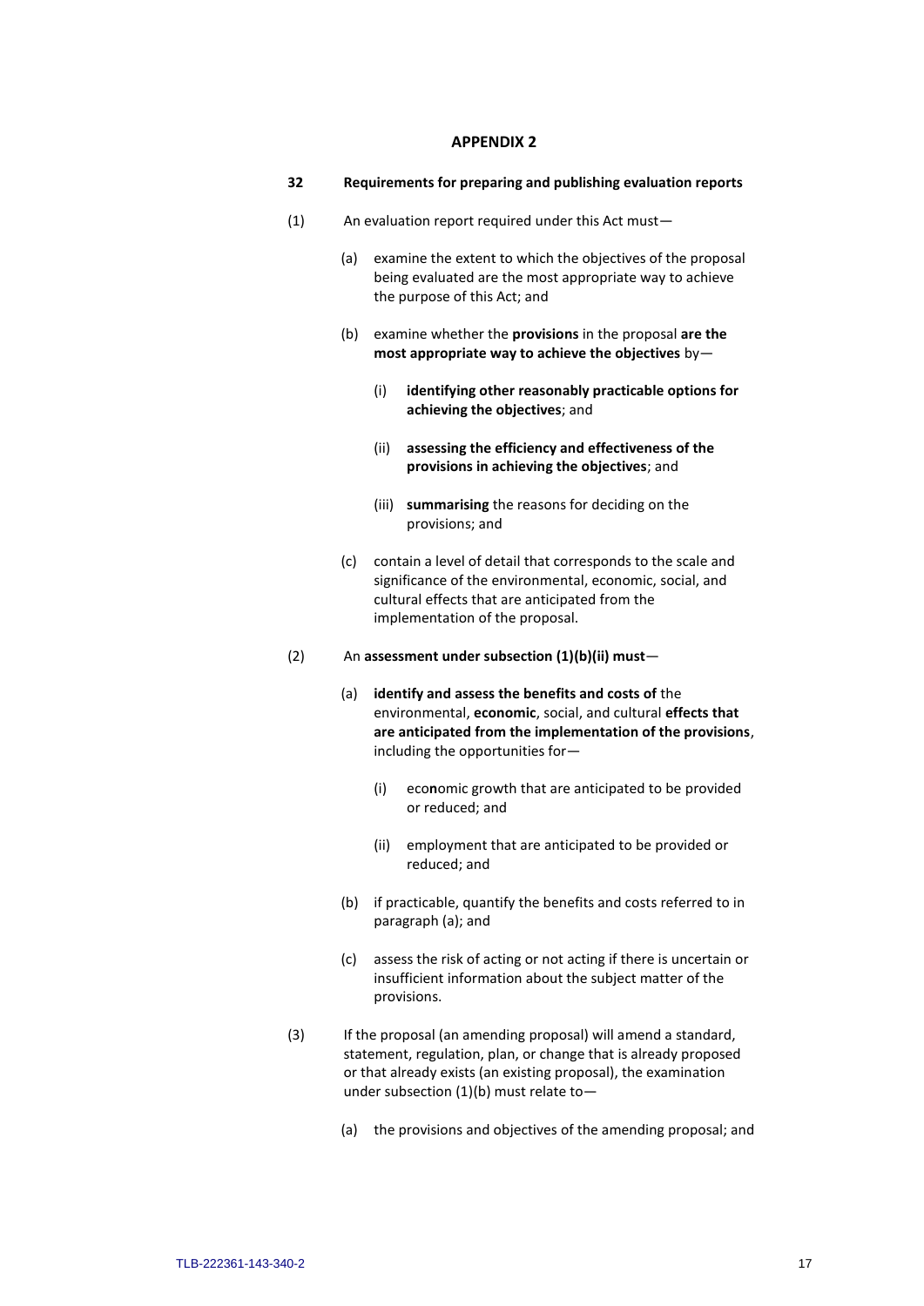## APPENDIX 2

**32 Requirements for preparing and publishing evaluation reports**

(1) An evaluation report required under this Act must—

- (a) examine the extent to which the objectives of the proposal being evaluated are the most appropriate way to achieve the purpose of this Act; and
- (b) examine whether the **provisions** in the proposal **are the most appropriate way to achieve the objectives** by—
  - (i) **identifying other reasonably practicable options for achieving the objectives**; and
  - (ii) **assessing the efficiency and effectiveness of the provisions in achieving the objectives**; and
  - (iii) **summarising** the reasons for deciding on the provisions; and
- (c) contain a level of detail that corresponds to the scale and significance of the environmental, economic, social, and cultural effects that are anticipated from the implementation of the proposal.

(2) An **assessment under subsection (1)(b)(ii) must**—

- (a) **identify and assess the benefits and costs of** the environmental, **economic**, social, and cultural **effects that are anticipated from the implementation of the provisions**, including the opportunities for—
  - (i) eco**n**omic growth that are anticipated to be provided or reduced; and
  - (ii) employment that are anticipated to be provided or reduced; and
- (b) if practicable, quantify the benefits and costs referred to in paragraph (a); and
- (c) assess the risk of acting or not acting if there is uncertain or insufficient information about the subject matter of the provisions.

(3) If the proposal (an amending proposal) will amend a standard, statement, regulation, plan, or change that is already proposed or that already exists (an existing proposal), the examination under subsection (1)(b) must relate to—

- (a) the provisions and objectives of the amending proposal; and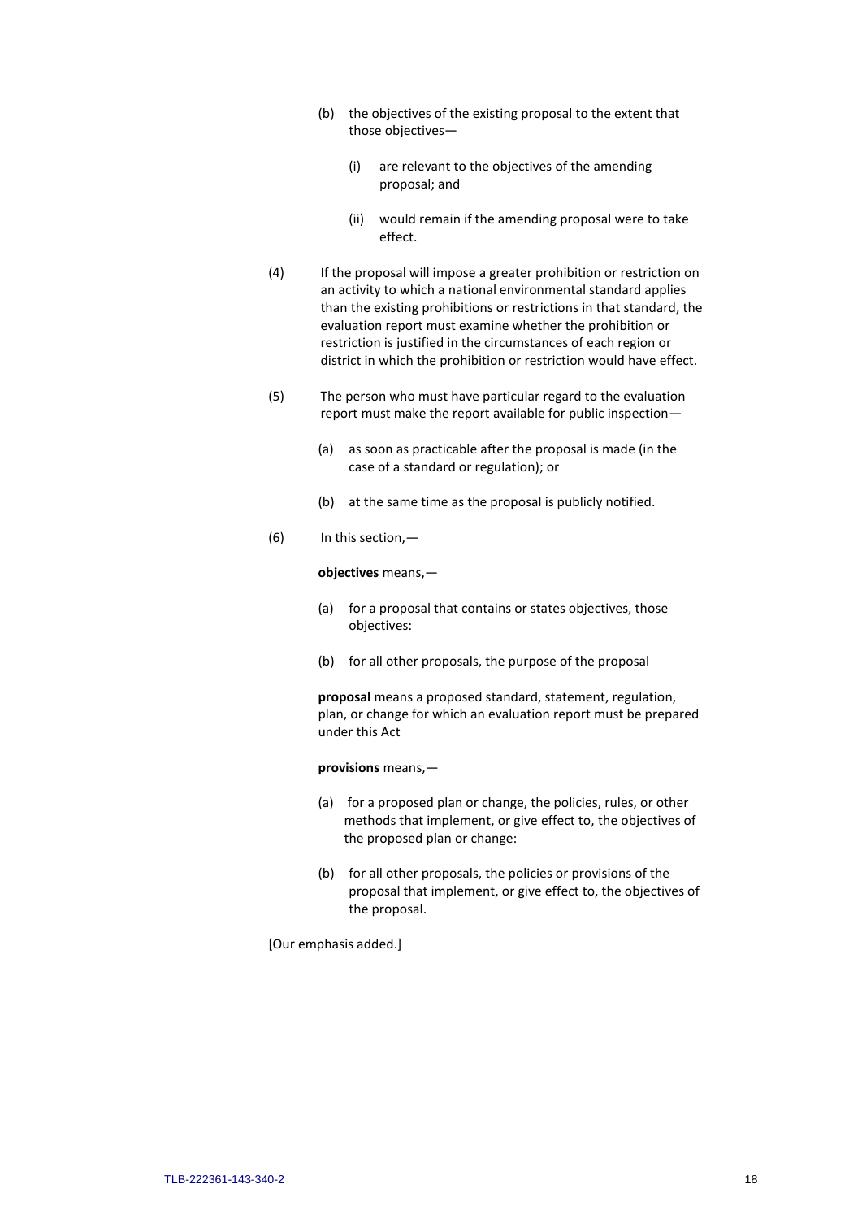(b) the objectives of the existing proposal to the extent that those objectives—

   (i) are relevant to the objectives of the amending proposal; and

   (ii) would remain if the amending proposal were to take effect.

(4) If the proposal will impose a greater prohibition or restriction on an activity to which a national environmental standard applies than the existing prohibitions or restrictions in that standard, the evaluation report must examine whether the prohibition or restriction is justified in the circumstances of each region or district in which the prohibition or restriction would have effect.

(5) The person who must have particular regard to the evaluation report must make the report available for public inspection—

   (a) as soon as practicable after the proposal is made (in the case of a standard or regulation); or

   (b) at the same time as the proposal is publicly notified.

(6) In this section,—

**objectives** means,—

   (a) for a proposal that contains or states objectives, those objectives:

   (b) for all other proposals, the purpose of the proposal

**proposal** means a proposed standard, statement, regulation, plan, or change for which an evaluation report must be prepared under this Act

**provisions** means,—

   (a) for a proposed plan or change, the policies, rules, or other methods that implement, or give effect to, the objectives of the proposed plan or change:

   (b) for all other proposals, the policies or provisions of the proposal that implement, or give effect to, the objectives of the proposal.

[Our emphasis added.]